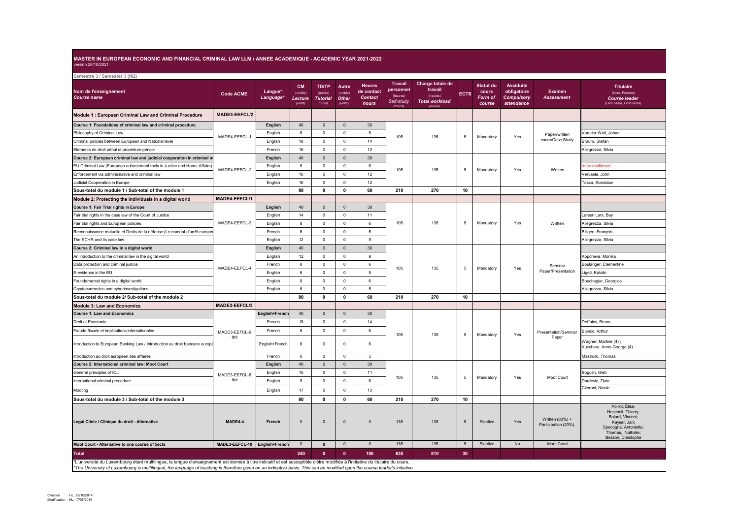# MASTER IN EUROPEAN ECONOMIC AND FINANCIAL CRIMINAL LAW LLM / ANNEE ACADEMIQUE - ACADEMIC YEAR 2021-2022

version 20/10/2021

**Semestre 3 / Semester 3 (M2)**

| Nom de l'enseignement *Course name* | Code ACME | Langue* *Language** | CM (unités) *Lecture (units)* | TD/TP (unités) *Tutorial (units)* | Autre (unités) *Other (units)* | Heures de contact *Contact hours* | Travail personnel (heures) *Self-study (hours)* | Charge totale de travail (heures) *Total workload (hours)* | ECTS | Statut du cours *Form of course* | Assiduité obligatoire *Compulsory attendance* | Examen *Assessment* | Titulaire (Nom, Prénom) *Course leader (Last name, First name)* |
|---|---|---|---|---|---|---|---|---|---|---|---|---|---|
| **Module 1 : European Criminal Law and Criminal Procedure** | **MADE3-EEFCL/2** | | | | | | | | | | | | |
| **Course 1: Foundations of criminal law and criminal procedure** | | **English** | 40 | 0 | 0 | 30 | | | | | | | |
| Philosophy of Criminal Law | MADE4-EEFCL-1 | English | 6 | 0 | 0 | 5 | 105 | 135 | 5 | Mandatory | Yes | Paper/written exam/Case Study | Van der Walt, Johan |
| Criminal policies between European and National level | | English | 18 | 0 | 0 | 14 | | | | | | | Braum, Stefan |
| Elements de droit pénal et procédure pénale | | French | 16 | 0 | 0 | 12 | | | | | | | Allegrezza, Silvia |
| **Course 2: European criminal law and judicial cooperation in criminal m** | | **English** | 40 | 0 | 0 | 30 | | | | | | | |
| EU Criminal Law (European enforcement tools in Justice and Home Affairs) | MADE4-EEFCL-2 | English | 8 | 0 | 0 | 6 | 105 | 135 | 5 | Mandatory | Yes | Written | to be confirmed |
| Enforcement via administrative and criminal law | | English | 16 | 0 | 0 | 12 | | | | | | | Vervaele, John |
| Judicial Cooperation in Europe | | English | 16 | 0 | 0 | 12 | | | | | | | Tosza, Stanislaw |
| **Sous-total du module 1 / Sub-total of the module 1** | | | **80** | **0** | **0** | **60** | **210** | **270** | **10** | | | | |
| **Module 2: Protecting the individuals in a digital world** | **MADE4-EEFCL/1** | | | | | | | | | | | | |
| **Course 1: Fair Trial rights in Europe** | | **English** | 40 | 0 | 0 | 30 | | | | | | | |
| Fair trial rights in the case law of the Court of Justice | MADE4-EEFCL-3 | English | 14 | 0 | 0 | 11 | 105 | 135 | 5 | Mandatory | Yes | Written | Larsen Lars, Bay |
| Fair trial rights and European policies | | English | 8 | 0 | 0 | 6 | | | | | | | Allegrezza, Silvia |
| Reconnaissance mutuelle et Droits de la défense (Le mandat d'arrêt europé | | French | 6 | 0 | 0 | 5 | | | | | | | Biltgen, François |
| The ECHR and its case law | | English | 12 | 0 | 0 | 9 | | | | | | | Allegrezza, Silvia |
| **Course 2: Criminal law in a digital world** | | **English** | 40 | 0 | 0 | 30 | | | | | | | |
| An introduction to the criminal law in the digital world | MADE4-EEFCL-4 | English | 12 | 0 | 0 | 9 | 105 | 135 | 5 | Mandatory | Yes | Seminar Paper/Presentation | Kopcheva, Monika |
| Data protection and criminal justice | | French | 8 | 0 | 0 | 6 | | | | | | | Boulanger, Clémentine |
| E-evidence in the EU | | English | 6 | 0 | 0 | 5 | | | | | | | Ligeti, Katalin |
| Foundamental rights in a digital world | | English | 8 | 0 | 0 | 6 | | | | | | | Bouchagiar, Georgios |
| Cryptocurrencies and cyberinvestigations | | English | 6 | 0 | 0 | 5 | | | | | | | Allegrezza, Silvia |
| **Sous-total du module 2/ Sub-total of the module 2** | | | **80** | **0** | **0** | **60** | **210** | **270** | **10** | | | | |
| **Module 3: Law and Economics** | **MADE3-EEFCL/3** | | | | | | | | | | | | |
| **Course 1: Law and Economics** | | **English+French** | 40 | 0 | 0 | 30 | | | | | | | |
| Droit et Economie | MADE3-EEFCL-6 tbd | French | 18 | 0 | 0 | 14 | 105 | 135 | 5 | Mandatory | Yes | Presentation/Seminar Paper | Deffains, Bruno |
| Fraude fiscale et implications internationales | | French | 8 | 0 | 0 | 6 | | | | | | | Bianco, Arthur |
| Introduction to European Banking Law / Introduction au droit bancaire europé | | English+French | 8 | 0 | 0 | 6 | | | | | | | Wagner, Martine (4) ; Kuzuhara, Anne-George (4) |
| Introduction au droit européen des affaires | | French | 6 | 0 | 0 | 5 | | | | | | | Mastrullo, Thomas |
| **Course 2: International criminal law: Moot Court** | | **English** | 40 | 0 | 0 | 30 | | | | | | | |
| General principles of ICL | MADE3-EEFCL-6 tbd | English | 15 | 0 | 0 | 11 | 105 | 135 | 5 | Mandatory | Yes | Moot Court | Bogush, Gleb |
| International criminal procedure | | English | 8 | 0 | 0 | 6 | | | | | | | Durdevic, Zlata |
| Mooting | | English | 17 | 0 | 0 | 13 | | | | | | | Citeroni, Nicole |
| **Sous-total du module 3 / Sub-total of the module 3** | | | **80** | **0** | **0** | **60** | **210** | **270** | **10** | | | | |
| **Legal Clinic / Clinique du droit - Alternative** | **MADE4-4** | **French** | 0 | 0 | 0 | 0 | 135 | 135 | 5 | Elective | Yes | Written (80%) + Participation (20%). | Poillot, Élise; Hoscheit, Thierry; Bolard, Vincent; Kayser, Jan; Specogna, Antonietta; Thomas, Nathalie; Besson, Christophe |
| **Moot Court - Alternative to one course of 5ects** | **MADE3-EEFCL-10** | **English+French** | 0 | **0** | 0 | 0 | 135 | 135 | 5 | Elective | No | Moot Court | |
| **Total** | | | **240** | **0** | **0** | **180** | **630** | **810** | **30** | | | | |

*L'université du Luxembourg étant multilingue, la langue d'enseignement est donnée à titre indicatif et est susceptible d'être modifiée à l'initiative du titulaire du cours.

*The University of Luxembourg is multilingual, the language of teaching is therefore given on an indicative basis. This can be modified upon the course leader's initiative.*

Creation : HL, 29/10/2014
Modification : HL, 17/06/2015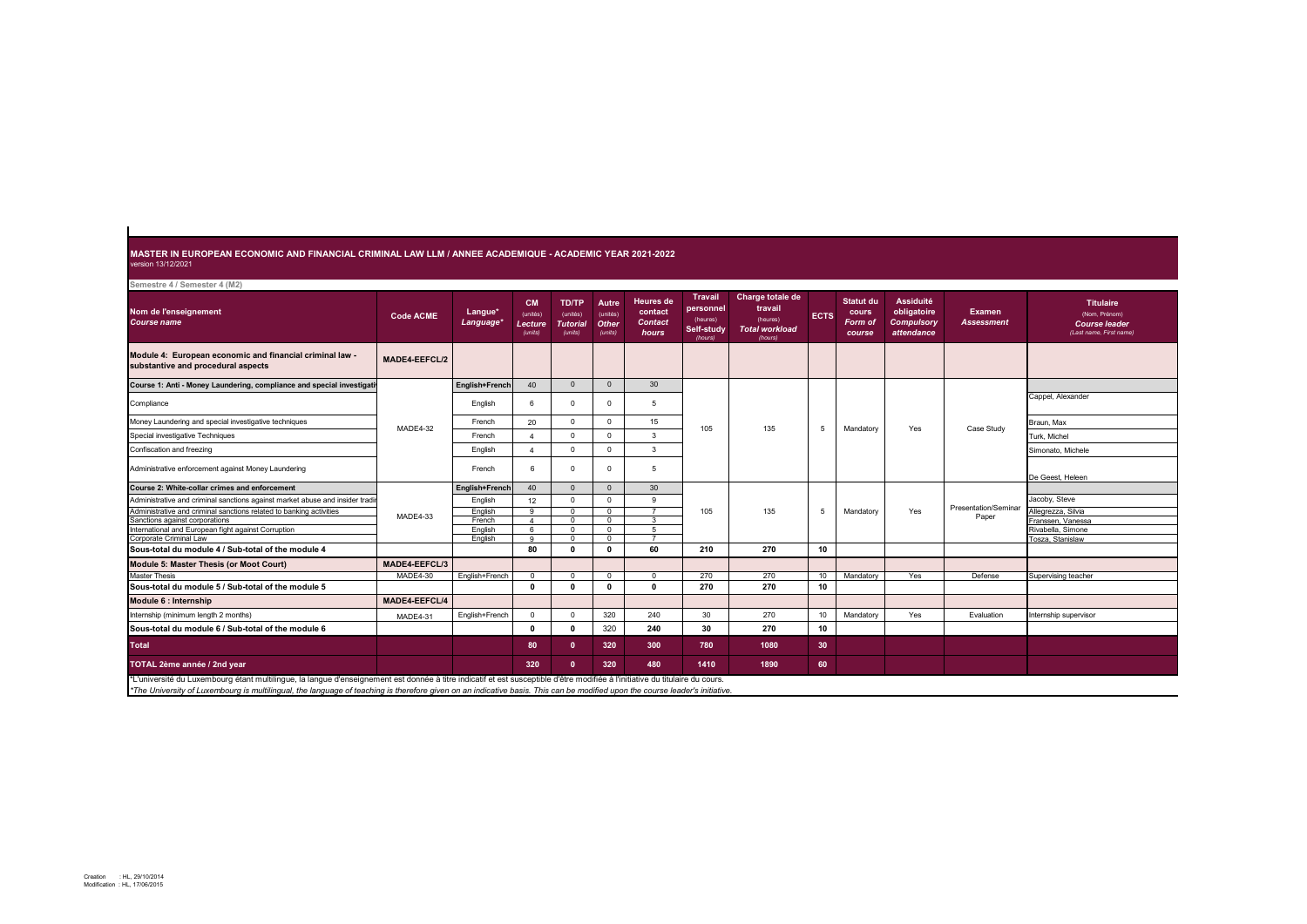# MASTER IN EUROPEAN ECONOMIC AND FINANCIAL CRIMINAL LAW LLM / ANNEE ACADEMIQUE - ACADEMIC YEAR 2021-2022

version 13/12/2021

**Semestre 4 / Semester 4 (M2)**

| Nom de l'enseignement *Course name* | Code ACME | Langue* *Language** | CM (unités) *Lecture (units)* | TD/TP (unités) *Tutorial (units)* | Autre (unités) *Other (units)* | Heures de contact *Contact hours* | Travail personnel (heures) *Self-study (hours)* | Charge totale de travail (heures) *Total workload (hours)* | ECTS | Statut du cours *Form of course* | Assiduité obligatoire *Compulsory attendance* | Examen *Assessment* | Titulaire (Nom, Prénom) *Course leader (Last name, First name)* |
|---|---|---|---|---|---|---|---|---|---|---|---|---|---|
| **Module 4: European economic and financial criminal law - substantive and procedural aspects** | **MADE4-EEFCL/2** | | | | | | | | | | | | |
| **Course 1: Anti - Money Laundering, compliance and special investigati** | | **English+French** | 40 | 0 | 0 | 30 | | | | | | | |
| Compliance | MADE4-32 | English | 6 | 0 | 0 | 5 | 105 | 135 | 5 | Mandatory | Yes | Case Study | Cappel, Alexander |
| Money Laundering and special investigative techniques | | French | 20 | 0 | 0 | 15 | | | | | | | Braun, Max |
| Special investigative Techniques | | French | 4 | 0 | 0 | 3 | | | | | | | Turk, Michel |
| Confiscation and freezing | | English | 4 | 0 | 0 | 3 | | | | | | | Simonato, Michele |
| Administrative enforcement against Money Laundering | | French | 6 | 0 | 0 | 5 | | | | | | | De Geest, Heleen |
| **Course 2: White-collar crimes and enforcement** | | **English+French** | 40 | 0 | 0 | 30 | | | | | | | |
| Administrative and criminal sanctions against market abuse and insider tradi | MADE4-33 | English | 12 | 0 | 0 | 9 | 105 | 135 | 5 | Mandatory | Yes | Presentation/Seminar Paper | Jacoby, Steve |
| Administrative and criminal sanctions related to banking activities | | English | 9 | 0 | 0 | 7 | | | | | | | Allegrezza, Silvia |
| Sanctions against corporations | | French | 4 | 0 | 0 | 3 | | | | | | | Franssen, Vanessa |
| International and European fight against Corruption | | English | 6 | 0 | 0 | 5 | | | | | | | Rivabella, Simone |
| Corporate Criminal Law | | English | 9 | 0 | 0 | 7 | | | | | | | Tosza, Stanislaw |
| **Sous-total du module 4 / Sub-total of the module 4** | | | **80** | **0** | **0** | **60** | **210** | **270** | **10** | | | | |
| **Module 5: Master Thesis (or Moot Court)** | **MADE4-EEFCL/3** | | | | | | | | | | | | |
| Master Thesis | MADE4-30 | English+French | 0 | 0 | 0 | 0 | 270 | 270 | 10 | Mandatory | Yes | Defense | Supervising teacher |
| **Sous-total du module 5 / Sub-total of the module 5** | | | **0** | **0** | **0** | **0** | **270** | **270** | **10** | | | | |
| **Module 6 : Internship** | **MADE4-EEFCL/4** | | | | | | | | | | | | |
| Internship (minimum length 2 months) | MADE4-31 | English+French | 0 | 0 | 320 | 240 | 30 | 270 | 10 | Mandatory | Yes | Evaluation | Internship supervisor |
| **Sous-total du module 6 / Sub-total of the module 6** | | | **0** | **0** | 320 | **240** | **30** | **270** | **10** | | | | |
| **Total** | | | **80** | **0** | **320** | **300** | **780** | **1080** | **30** | | | | |
| **TOTAL 2ème année / 2nd year** | | | **320** | **0** | **320** | **480** | **1410** | **1890** | **60** | | | | |

*L'université du Luxembourg étant multilingue, la langue d'enseignement est donnée à titre indicatif et est susceptible d'être modifiée à l'initiative du titulaire du cours.

*\*The University of Luxembourg is multilingual, the language of teaching is therefore given on an indicative basis. This can be modified upon the course leader's initiative.*

Creation : HL, 29/10/2014
Modification : HL, 17/06/2015